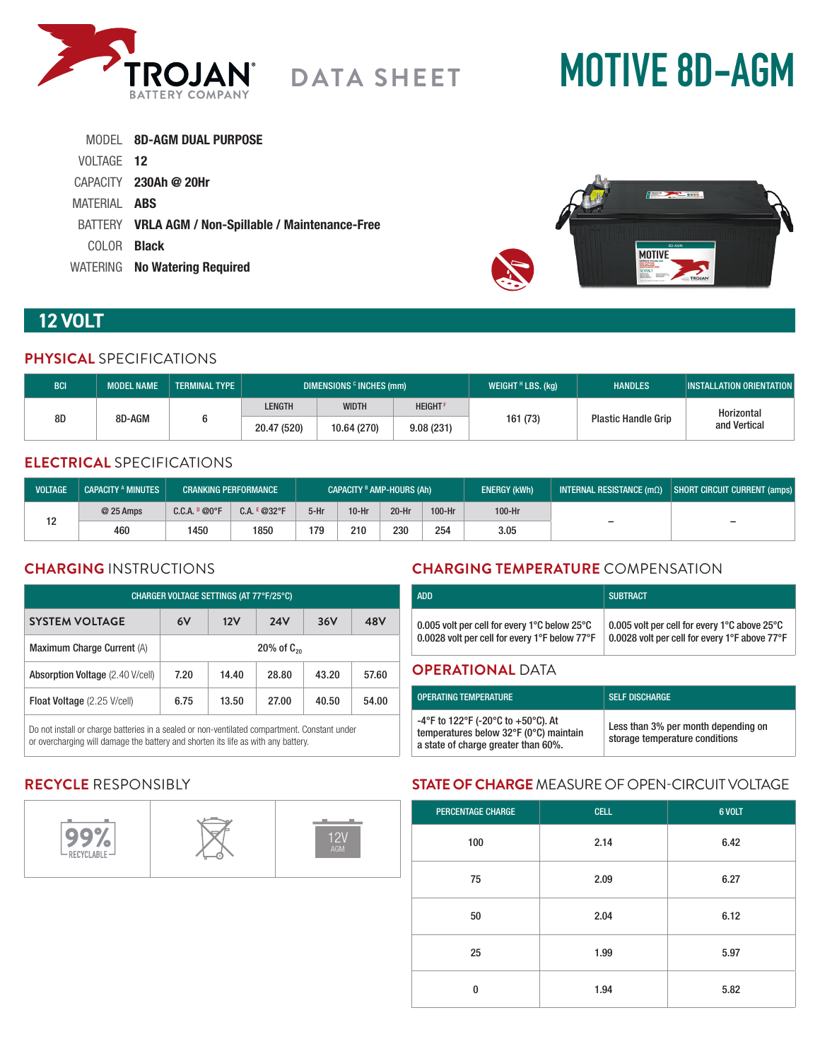TROJAN BATTERY COMPANY

DATA SHEET

# MOTIVE 8D-AGM

MODEL **8D-AGM DUAL PURPOSE**
VOLTAGE **12**
CAPACITY **230Ah @ 20Hr**
MATERIAL **ABS**
BATTERY **VRLA AGM / Non-Spillable / Maintenance-Free**
COLOR **Black**
WATERING **No Watering Required**

## 12 VOLT

### PHYSICAL SPECIFICATIONS

| BCI | MODEL NAME | TERMINAL TYPE | DIMENSIONS [C] INCHES (mm) | | | WEIGHT [H] LBS. (kg) | HANDLES | INSTALLATION ORIENTATION |
|---|---|---|---|---|---|---|---|---|
| | | | LENGTH | WIDTH | HEIGHT [F] | | | |
| 8D | 8D-AGM | 6 | 20.47 (520) | 10.64 (270) | 9.08 (231) | 161 (73) | Plastic Handle Grip | Horizontal and Vertical |

### ELECTRICAL SPECIFICATIONS

| VOLTAGE | CAPACITY [A] MINUTES | CRANKING PERFORMANCE | | CAPACITY [B] AMP-HOURS (Ah) | | | | ENERGY (kWh) | INTERNAL RESISTANCE (mΩ) | SHORT CIRCUIT CURRENT (amps) |
|---|---|---|---|---|---|---|---|---|---|---|
| | @ 25 Amps | C.C.A. [D] @0°F | C.A. [E] @32°F | 5-Hr | 10-Hr | 20-Hr | 100-Hr | 100-Hr | | |
| 12 | 460 | 1450 | 1850 | 179 | 210 | 230 | 254 | 3.05 | – | – |

### CHARGING INSTRUCTIONS

| CHARGER VOLTAGE SETTINGS (AT 77°F/25°C) | | | | | |
|---|---|---|---|---|---|
| SYSTEM VOLTAGE | 6V | 12V | 24V | 36V | 48V |
| Maximum Charge Current (A) | 20% of $C_{20}$ | | | | |
| Absorption Voltage (2.40 V/cell) | 7.20 | 14.40 | 28.80 | 43.20 | 57.60 |
| Float Voltage (2.25 V/cell) | 6.75 | 13.50 | 27.00 | 40.50 | 54.00 |

Do not install or charge batteries in a sealed or non-ventilated compartment. Constant under or overcharging will damage the battery and shorten its life as with any battery.

### CHARGING TEMPERATURE COMPENSATION

| ADD | SUBTRACT |
|---|---|
| 0.005 volt per cell for every 1°C below 25°C<br>0.0028 volt per cell for every 1°F below 77°F | 0.005 volt per cell for every 1°C above 25°C<br>0.0028 volt per cell for every 1°F above 77°F |

### OPERATIONAL DATA

| OPERATING TEMPERATURE | SELF DISCHARGE |
|---|---|
| -4°F to 122°F (-20°C to +50°C). At temperatures below 32°F (0°C) maintain a state of charge greater than 60%. | Less than 3% per month depending on storage temperature conditions |

### RECYCLE RESPONSIBLY

99% RECYCLABLE | 12V AGM

### STATE OF CHARGE MEASURE OF OPEN-CIRCUIT VOLTAGE

| PERCENTAGE CHARGE | CELL | 6 VOLT |
|---|---|---|
| 100 | 2.14 | 6.42 |
| 75 | 2.09 | 6.27 |
| 50 | 2.04 | 6.12 |
| 25 | 1.99 | 5.97 |
| 0 | 1.94 | 5.82 |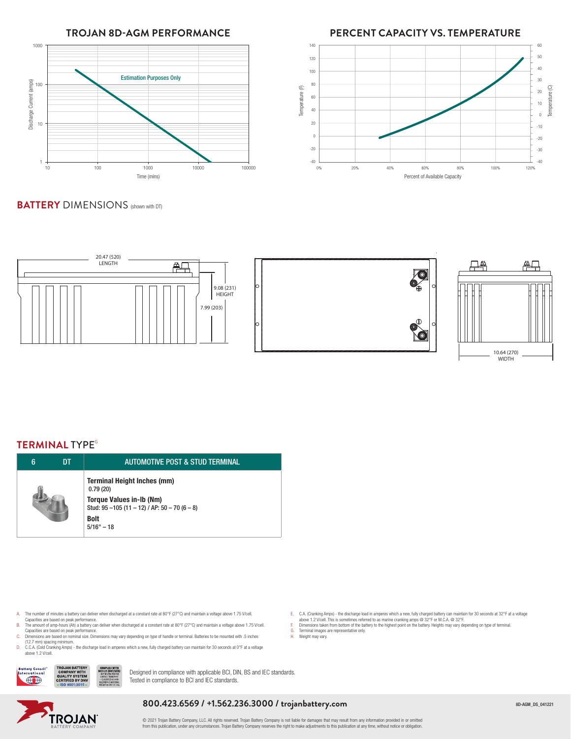## TROJAN 8D-AGM PERFORMANCE

Discharge Current (amps)

1000
100
10
1

Estimation Purposes Only

10 100 1000 10000 100000

Time (mins)

## PERCENT CAPACITY VS. TEMPERATURE

Temperature (F)

140 120 100 80 60 40 20 0 -20 -40

Temperature (C)

60 50 40 30 20 10 0 -10 -20 -30 -40

0% 20% 40% 60% 80% 100% 120%

Percent of Available Capacity

## BATTERY DIMENSIONS (shown with DT)

20.47 (520)
LENGTH

9.08 (231)
HEIGHT

7.99 (203)

10.64 (270)
WIDTH

## TERMINAL TYPE[G]

| 6 | DT | AUTOMOTIVE POST & STUD TERMINAL |
|---|---|---|
| | | **Terminal Height Inches (mm)**<br>0.79 (20)<br>**Torque Values in-lb (Nm)**<br>Stud: 95 –105 (11 – 12) / AP: 50 – 70 (6 – 8)<br>**Bolt**<br>5/16" – 18 |

A. The number of minutes a battery can deliver when discharged at a constant rate at 80°F (27°C) and maintain a voltage above 1.75 V/cell. Capacities are based on peak performance.
B. The amount of amp-hours (Ah) a battery can deliver when discharged at a constant rate at 80°F (27°C) and maintain a voltage above 1.75 V/cell. Capacities are based on peak performance.
C. Dimensions are based on nominal size. Dimensions may vary depending on type of handle or terminal. Batteries to be mounted with .5 inches (12.7 mm) spacing minimum.
D. C.C.A. (Cold Cranking Amps) - the discharge load in amperes which a new, fully charged battery can maintain for 30 seconds at 0°F at a voltage above 1.2 V/cell.
E. C.A. (Cranking Amps) - the discharge load in amperes which a new, fully charged battery can maintain for 30 seconds at 32°F at a voltage above 1.2 V/cell. This is sometimes referred to as marine cranking amps @ 32°F or M.C.A. @ 32°F.
F. Dimensions taken from bottom of the battery to the highest point on the battery. Heights may vary depending on type of terminal.
G. Terminal images are representative only.
H. Weight may vary.

Designed in compliance with applicable BCI, DIN, BS and IEC standards.
Tested in compliance to BCI and IEC standards.

**800.423.6569 / +1.562.236.3000 / trojanbattery.com**

8D-AGM_DS_041221

© 2021 Trojan Battery Company, LLC. All rights reserved. Trojan Battery Company is not liable for damages that may result from any information provided in or omitted from this publication, under any circumstances. Trojan Battery Company reserves the right to make adjustments to this publication at any time, without notice or obligation.